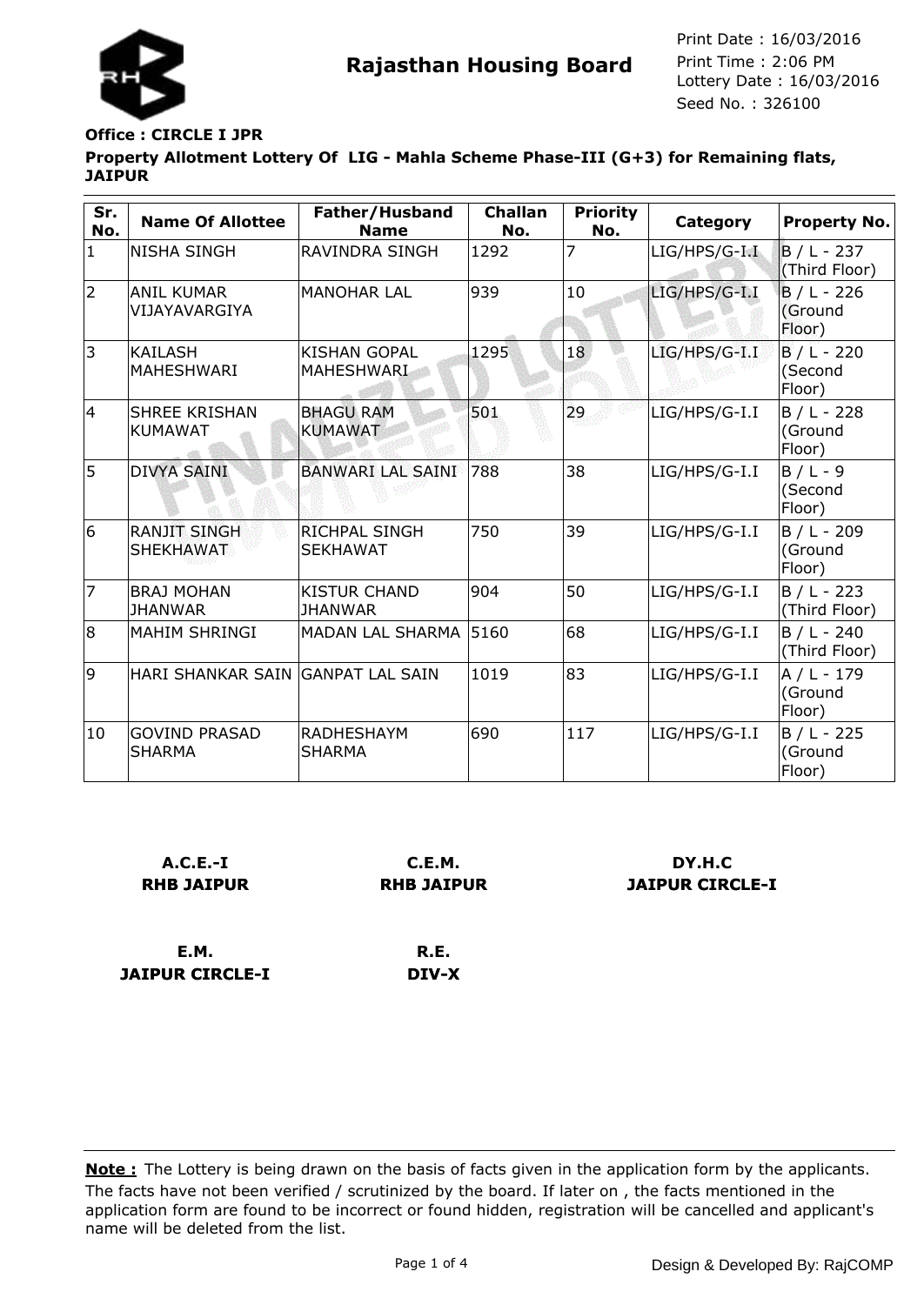# Rajasthan Housing Board

Print Date : 16/03/2016
Print Time : 2:06 PM
Lottery Date : 16/03/2016
Seed No. : 326100

**Office : CIRCLE I JPR**

**Property Allotment Lottery Of LIG - Mahla Scheme Phase-III (G+3) for Remaining flats, JAIPUR**

| Sr. No. | Name Of Allottee | Father/Husband Name | Challan No. | Priority No. | Category | Property No. |
|---|---|---|---|---|---|---|
| 1 | NISHA SINGH | RAVINDRA SINGH | 1292 | 7 | LIG/HPS/G-I.I | B / L - 237 (Third Floor) |
| 2 | ANIL KUMAR VIJAYAVARGIYA | MANOHAR LAL | 939 | 10 | LIG/HPS/G-I.I | B / L - 226 (Ground Floor) |
| 3 | KAILASH MAHESHWARI | KISHAN GOPAL MAHESHWARI | 1295 | 18 | LIG/HPS/G-I.I | B / L - 220 (Second Floor) |
| 4 | SHREE KRISHAN KUMAWAT | BHAGU RAM KUMAWAT | 501 | 29 | LIG/HPS/G-I.I | B / L - 228 (Ground Floor) |
| 5 | DIVYA SAINI | BANWARI LAL SAINI | 788 | 38 | LIG/HPS/G-I.I | B / L - 9 (Second Floor) |
| 6 | RANJIT SINGH SHEKHAWAT | RICHPAL SINGH SEKHAWAT | 750 | 39 | LIG/HPS/G-I.I | B / L - 209 (Ground Floor) |
| 7 | BRAJ MOHAN JHANWAR | KISTUR CHAND JHANWAR | 904 | 50 | LIG/HPS/G-I.I | B / L - 223 (Third Floor) |
| 8 | MAHIM SHRINGI | MADAN LAL SHARMA | 5160 | 68 | LIG/HPS/G-I.I | B / L - 240 (Third Floor) |
| 9 | HARI SHANKAR SAIN | GANPAT LAL SAIN | 1019 | 83 | LIG/HPS/G-I.I | A / L - 179 (Ground Floor) |
| 10 | GOVIND PRASAD SHARMA | RADHESHAYM SHARMA | 690 | 117 | LIG/HPS/G-I.I | B / L - 225 (Ground Floor) |

**A.C.E.-I**
**RHB JAIPUR**

**C.E.M.**
**RHB JAIPUR**

**DY.H.C**
**JAIPUR CIRCLE-I**

**E.M.**
**JAIPUR CIRCLE-I**

**R.E.**
**DIV-X**

**Note :** The Lottery is being drawn on the basis of facts given in the application form by the applicants. The facts have not been verified / scrutinized by the board. If later on , the facts mentioned in the application form are found to be incorrect or found hidden, registration will be cancelled and applicant's name will be deleted from the list.

Design & Developed By: RajCOMP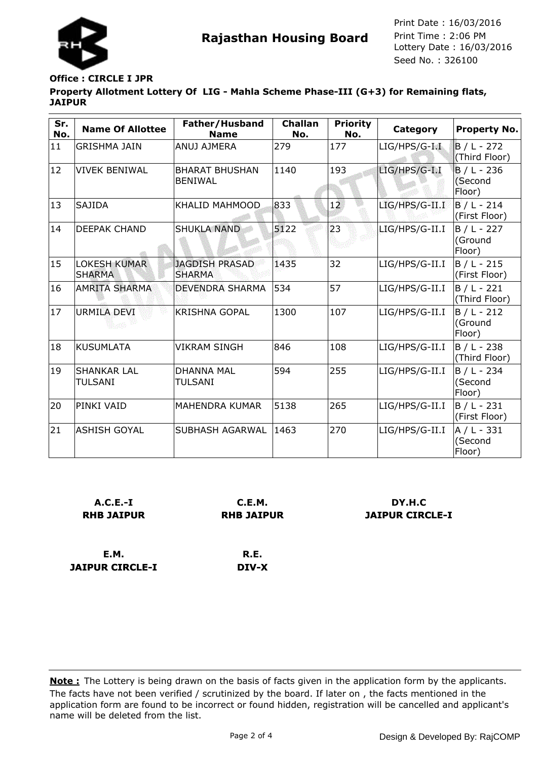**Rajasthan Housing Board**

Print Date : 16/03/2016
Print Time : 2:06 PM
Lottery Date : 16/03/2016
Seed No. : 326100

**Office : CIRCLE I JPR**

**Property Allotment Lottery Of LIG - Mahla Scheme Phase-III (G+3) for Remaining flats, JAIPUR**

| Sr. No. | Name Of Allottee | Father/Husband Name | Challan No. | Priority No. | Category | Property No. |
|---|---|---|---|---|---|---|
| 11 | GRISHMA JAIN | ANUJ AJMERA | 279 | 177 | LIG/HPS/G-I.I | B / L - 272 (Third Floor) |
| 12 | VIVEK BENIWAL | BHARAT BHUSHAN BENIWAL | 1140 | 193 | LIG/HPS/G-I.I | B / L - 236 (Second Floor) |
| 13 | SAJIDA | KHALID MAHMOOD | 833 | 12 | LIG/HPS/G-II.I | B / L - 214 (First Floor) |
| 14 | DEEPAK CHAND | SHUKLA NAND | 5122 | 23 | LIG/HPS/G-II.I | B / L - 227 (Ground Floor) |
| 15 | LOKESH KUMAR SHARMA | JAGDISH PRASAD SHARMA | 1435 | 32 | LIG/HPS/G-II.I | B / L - 215 (First Floor) |
| 16 | AMRITA SHARMA | DEVENDRA SHARMA | 534 | 57 | LIG/HPS/G-II.I | B / L - 221 (Third Floor) |
| 17 | URMILA DEVI | KRISHNA GOPAL | 1300 | 107 | LIG/HPS/G-II.I | B / L - 212 (Ground Floor) |
| 18 | KUSUMLATA | VIKRAM SINGH | 846 | 108 | LIG/HPS/G-II.I | B / L - 238 (Third Floor) |
| 19 | SHANKAR LAL TULSANI | DHANNA MAL TULSANI | 594 | 255 | LIG/HPS/G-II.I | B / L - 234 (Second Floor) |
| 20 | PINKI VAID | MAHENDRA KUMAR | 5138 | 265 | LIG/HPS/G-II.I | B / L - 231 (First Floor) |
| 21 | ASHISH GOYAL | SUBHASH AGARWAL | 1463 | 270 | LIG/HPS/G-II.I | A / L - 331 (Second Floor) |

**A.C.E.-I**
**RHB JAIPUR**

**C.E.M.**
**RHB JAIPUR**

**DY.H.C**
**JAIPUR CIRCLE-I**

**E.M.**
**JAIPUR CIRCLE-I**

**R.E.**
**DIV-X**

**Note :** The Lottery is being drawn on the basis of facts given in the application form by the applicants. The facts have not been verified / scrutinized by the board. If later on , the facts mentioned in the application form are found to be incorrect or found hidden, registration will be cancelled and applicant's name will be deleted from the list.

Design & Developed By: RajCOMP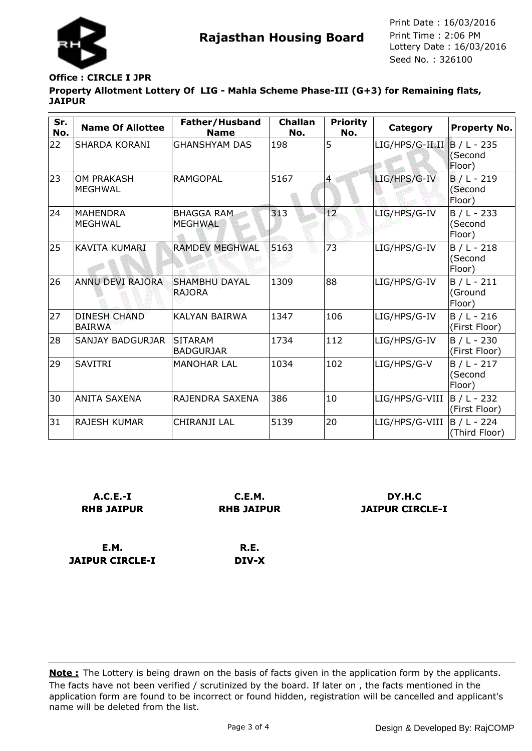# Rajasthan Housing Board

Print Date : 16/03/2016
Print Time : 2:06 PM
Lottery Date : 16/03/2016
Seed No. : 326100

**Office : CIRCLE I JPR**

**Property Allotment Lottery Of LIG - Mahla Scheme Phase-III (G+3) for Remaining flats, JAIPUR**

| Sr. No. | Name Of Allottee | Father/Husband Name | Challan No. | Priority No. | Category | Property No. |
|---|---|---|---|---|---|---|
| 22 | SHARDA KORANI | GHANSHYAM DAS | 198 | 5 | LIG/HPS/G-II.II | B / L - 235 (Second Floor) |
| 23 | OM PRAKASH MEGHWAL | RAMGOPAL | 5167 | 4 | LIG/HPS/G-IV | B / L - 219 (Second Floor) |
| 24 | MAHENDRA MEGHWAL | BHAGGA RAM MEGHWAL | 313 | 12 | LIG/HPS/G-IV | B / L - 233 (Second Floor) |
| 25 | KAVITA KUMARI | RAMDEV MEGHWAL | 5163 | 73 | LIG/HPS/G-IV | B / L - 218 (Second Floor) |
| 26 | ANNU DEVI RAJORA | SHAMBHU DAYAL RAJORA | 1309 | 88 | LIG/HPS/G-IV | B / L - 211 (Ground Floor) |
| 27 | DINESH CHAND BAIRWA | KALYAN BAIRWA | 1347 | 106 | LIG/HPS/G-IV | B / L - 216 (First Floor) |
| 28 | SANJAY BADGURJAR | SITARAM BADGURJAR | 1734 | 112 | LIG/HPS/G-IV | B / L - 230 (First Floor) |
| 29 | SAVITRI | MANOHAR LAL | 1034 | 102 | LIG/HPS/G-V | B / L - 217 (Second Floor) |
| 30 | ANITA SAXENA | RAJENDRA SAXENA | 386 | 10 | LIG/HPS/G-VIII | B / L - 232 (First Floor) |
| 31 | RAJESH KUMAR | CHIRANJI LAL | 5139 | 20 | LIG/HPS/G-VIII | B / L - 224 (Third Floor) |

**A.C.E.-I**
**RHB JAIPUR**

**C.E.M.**
**RHB JAIPUR**

**DY.H.C**
**JAIPUR CIRCLE-I**

**E.M.**
**JAIPUR CIRCLE-I**

**R.E.**
**DIV-X**

**Note :** The Lottery is being drawn on the basis of facts given in the application form by the applicants. The facts have not been verified / scrutinized by the board. If later on , the facts mentioned in the application form are found to be incorrect or found hidden, registration will be cancelled and applicant's name will be deleted from the list.

Design & Developed By: RajCOMP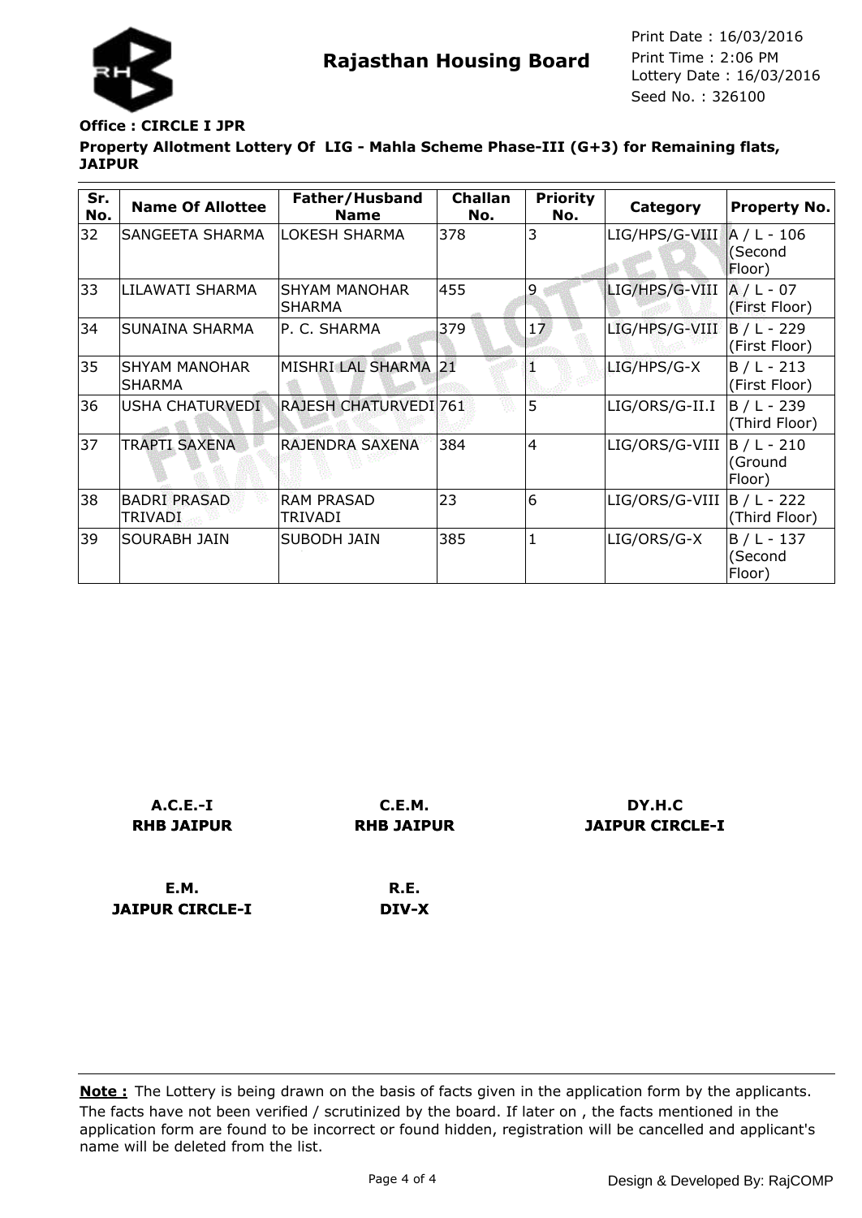**Rajasthan Housing Board**

Print Date : 16/03/2016
Print Time : 2:06 PM
Lottery Date : 16/03/2016
Seed No. : 326100

**Office : CIRCLE I JPR**

**Property Allotment Lottery Of LIG - Mahla Scheme Phase-III (G+3) for Remaining flats, JAIPUR**

| Sr. No. | Name Of Allottee | Father/Husband Name | Challan No. | Priority No. | Category | Property No. |
|---|---|---|---|---|---|---|
| 32 | SANGEETA SHARMA | LOKESH SHARMA | 378 | 3 | LIG/HPS/G-VIII | A / L - 106 (Second Floor) |
| 33 | LILAWATI SHARMA | SHYAM MANOHAR SHARMA | 455 | 9 | LIG/HPS/G-VIII | A / L - 07 (First Floor) |
| 34 | SUNAINA SHARMA | P. C. SHARMA | 379 | 17 | LIG/HPS/G-VIII | B / L - 229 (First Floor) |
| 35 | SHYAM MANOHAR SHARMA | MISHRI LAL SHARMA | 21 | 1 | LIG/HPS/G-X | B / L - 213 (First Floor) |
| 36 | USHA CHATURVEDI | RAJESH CHATURVEDI | 761 | 5 | LIG/ORS/G-II.I | B / L - 239 (Third Floor) |
| 37 | TRAPTI SAXENA | RAJENDRA SAXENA | 384 | 4 | LIG/ORS/G-VIII | B / L - 210 (Ground Floor) |
| 38 | BADRI PRASAD TRIVADI | RAM PRASAD TRIVADI | 23 | 6 | LIG/ORS/G-VIII | B / L - 222 (Third Floor) |
| 39 | SOURABH JAIN | SUBODH JAIN | 385 | 1 | LIG/ORS/G-X | B / L - 137 (Second Floor) |

**A.C.E.-I**
**RHB JAIPUR**

**C.E.M.**
**RHB JAIPUR**

**DY.H.C**
**JAIPUR CIRCLE-I**

**E.M.**
**JAIPUR CIRCLE-I**

**R.E.**
**DIV-X**

**Note :** The Lottery is being drawn on the basis of facts given in the application form by the applicants. The facts have not been verified / scrutinized by the board. If later on , the facts mentioned in the application form are found to be incorrect or found hidden, registration will be cancelled and applicant's name will be deleted from the list.

Design & Developed By: RajCOMP